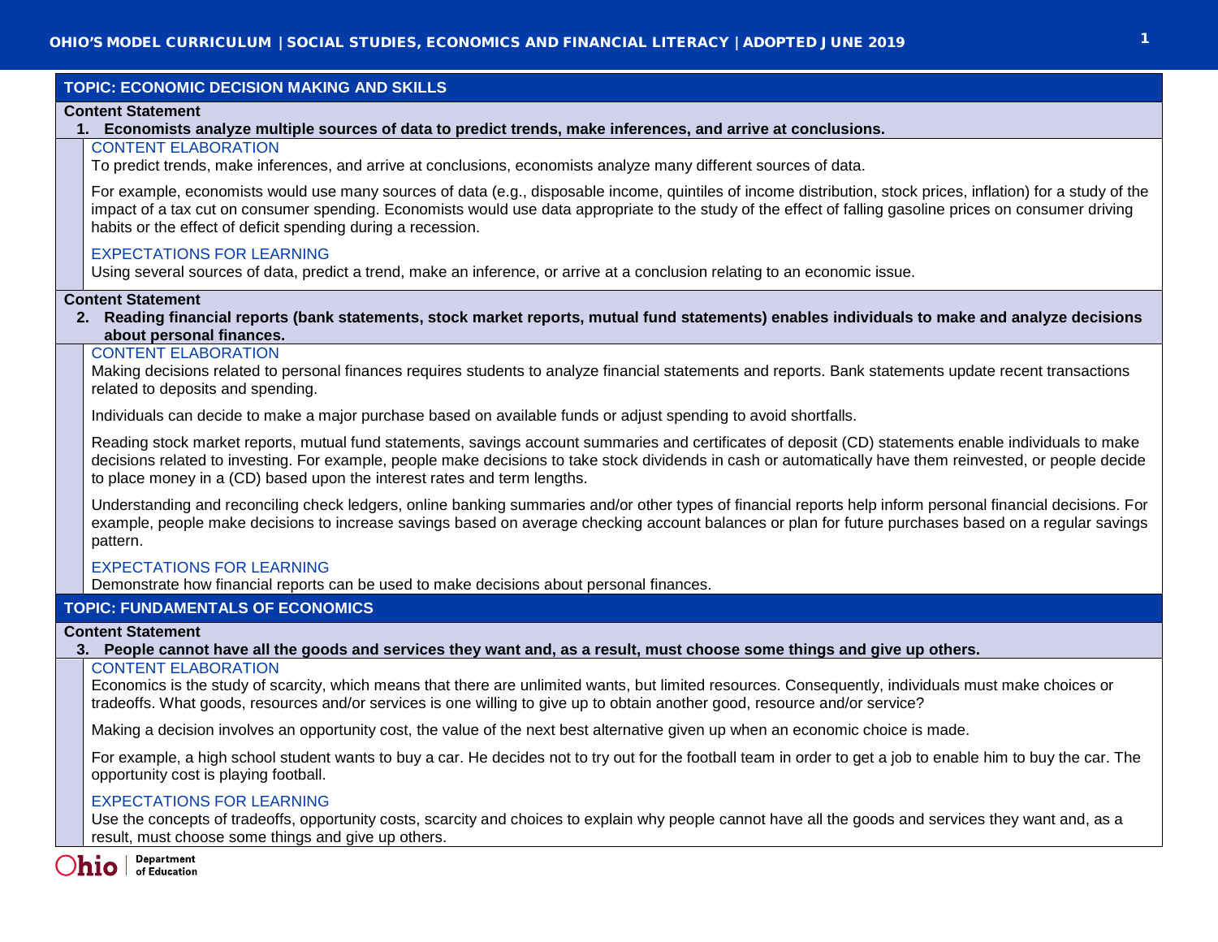## TOPIC: ECONOMIC DECISION MAKING AND SKILLS

**Content Statement**

**1. Economists analyze multiple sources of data to predict trends, make inferences, and arrive at conclusions.**

### CONTENT ELABORATION

To predict trends, make inferences, and arrive at conclusions, economists analyze many different sources of data.

For example, economists would use many sources of data (e.g., disposable income, quintiles of income distribution, stock prices, inflation) for a study of the impact of a tax cut on consumer spending. Economists would use data appropriate to the study of the effect of falling gasoline prices on consumer driving habits or the effect of deficit spending during a recession.

### EXPECTATIONS FOR LEARNING

Using several sources of data, predict a trend, make an inference, or arrive at a conclusion relating to an economic issue.

**Content Statement**

**2. Reading financial reports (bank statements, stock market reports, mutual fund statements) enables individuals to make and analyze decisions about personal finances.**

### CONTENT ELABORATION

Making decisions related to personal finances requires students to analyze financial statements and reports. Bank statements update recent transactions related to deposits and spending.

Individuals can decide to make a major purchase based on available funds or adjust spending to avoid shortfalls.

Reading stock market reports, mutual fund statements, savings account summaries and certificates of deposit (CD) statements enable individuals to make decisions related to investing. For example, people make decisions to take stock dividends in cash or automatically have them reinvested, or people decide to place money in a (CD) based upon the interest rates and term lengths.

Understanding and reconciling check ledgers, online banking summaries and/or other types of financial reports help inform personal financial decisions. For example, people make decisions to increase savings based on average checking account balances or plan for future purchases based on a regular savings pattern.

### EXPECTATIONS FOR LEARNING

Demonstrate how financial reports can be used to make decisions about personal finances.

## TOPIC: FUNDAMENTALS OF ECONOMICS

**Content Statement**

**3. People cannot have all the goods and services they want and, as a result, must choose some things and give up others.**

### CONTENT ELABORATION

Economics is the study of scarcity, which means that there are unlimited wants, but limited resources. Consequently, individuals must make choices or tradeoffs. What goods, resources and/or services is one willing to give up to obtain another good, resource and/or service?

Making a decision involves an opportunity cost, the value of the next best alternative given up when an economic choice is made.

For example, a high school student wants to buy a car. He decides not to try out for the football team in order to get a job to enable him to buy the car. The opportunity cost is playing football.

### EXPECTATIONS FOR LEARNING

Use the concepts of tradeoffs, opportunity costs, scarcity and choices to explain why people cannot have all the goods and services they want and, as a result, must choose some things and give up others.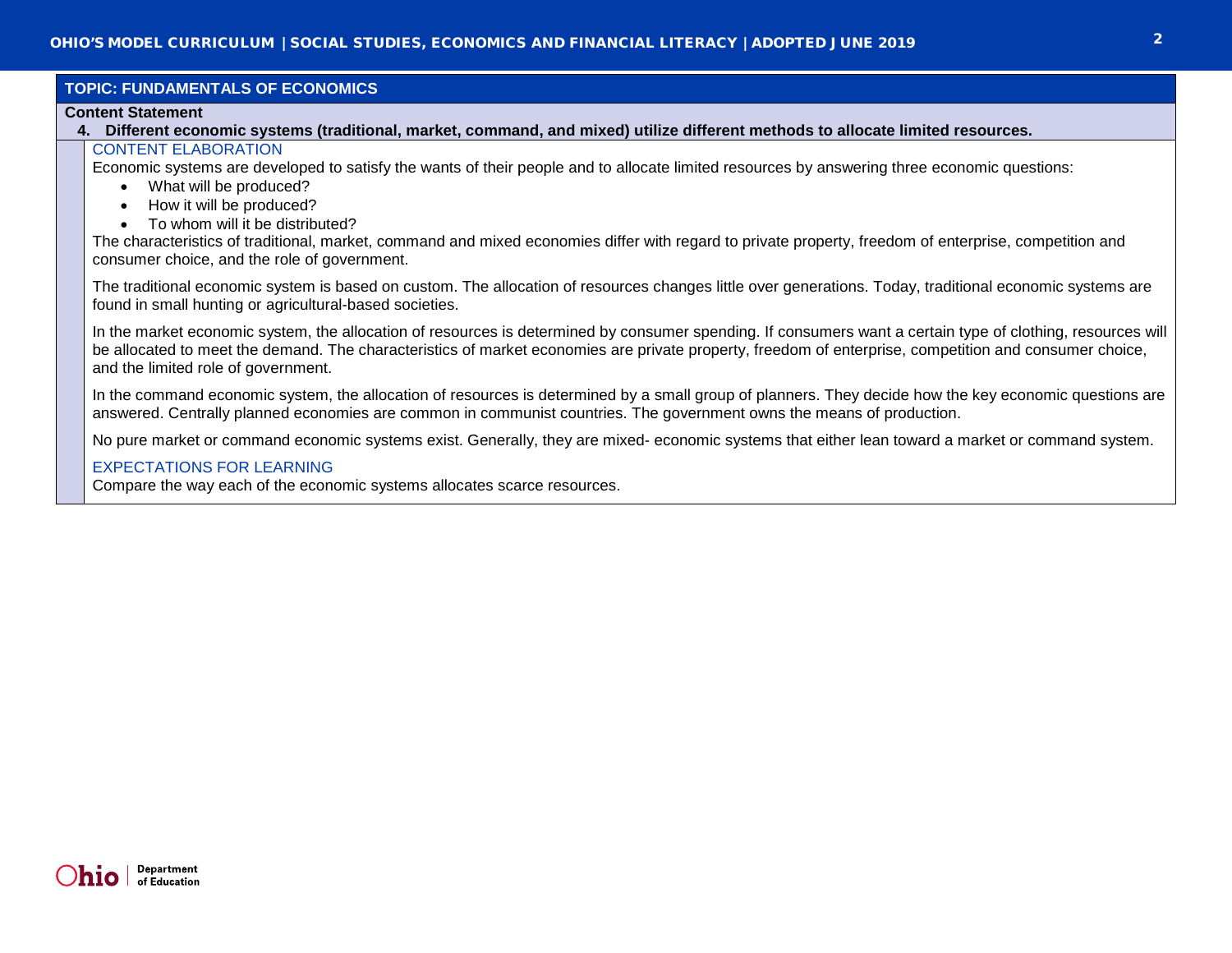## TOPIC: FUNDAMENTALS OF ECONOMICS

**Content Statement**

**4. Different economic systems (traditional, market, command, and mixed) utilize different methods to allocate limited resources.**

### CONTENT ELABORATION

Economic systems are developed to satisfy the wants of their people and to allocate limited resources by answering three economic questions:

- What will be produced?
- How it will be produced?
- To whom will it be distributed?

The characteristics of traditional, market, command and mixed economies differ with regard to private property, freedom of enterprise, competition and consumer choice, and the role of government.

The traditional economic system is based on custom. The allocation of resources changes little over generations. Today, traditional economic systems are found in small hunting or agricultural-based societies.

In the market economic system, the allocation of resources is determined by consumer spending. If consumers want a certain type of clothing, resources will be allocated to meet the demand. The characteristics of market economies are private property, freedom of enterprise, competition and consumer choice, and the limited role of government.

In the command economic system, the allocation of resources is determined by a small group of planners. They decide how the key economic questions are answered. Centrally planned economies are common in communist countries. The government owns the means of production.

No pure market or command economic systems exist. Generally, they are mixed- economic systems that either lean toward a market or command system.

### EXPECTATIONS FOR LEARNING

Compare the way each of the economic systems allocates scarce resources.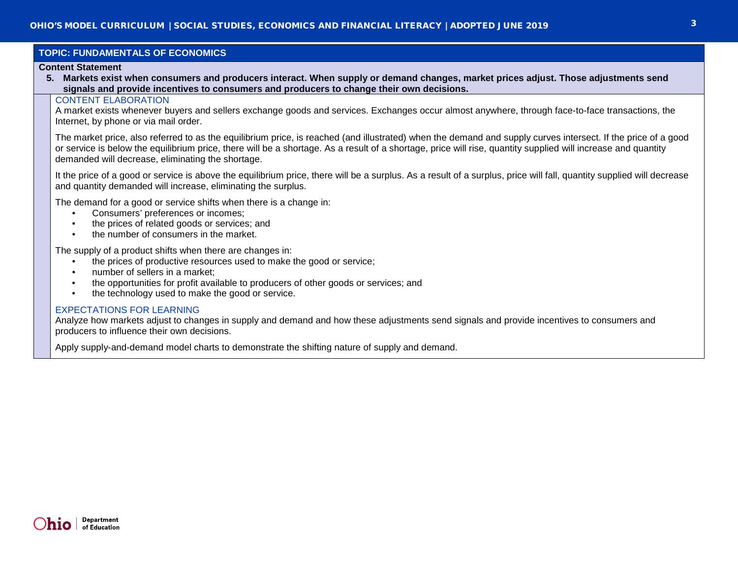## TOPIC: FUNDAMENTALS OF ECONOMICS

**Content Statement**

**5. Markets exist when consumers and producers interact. When supply or demand changes, market prices adjust. Those adjustments send signals and provide incentives to consumers and producers to change their own decisions.**

### CONTENT ELABORATION

A market exists whenever buyers and sellers exchange goods and services. Exchanges occur almost anywhere, through face-to-face transactions, the Internet, by phone or via mail order.

The market price, also referred to as the equilibrium price, is reached (and illustrated) when the demand and supply curves intersect. If the price of a good or service is below the equilibrium price, there will be a shortage. As a result of a shortage, price will rise, quantity supplied will increase and quantity demanded will decrease, eliminating the shortage.

It the price of a good or service is above the equilibrium price, there will be a surplus. As a result of a surplus, price will fall, quantity supplied will decrease and quantity demanded will increase, eliminating the surplus.

The demand for a good or service shifts when there is a change in:

- Consumers' preferences or incomes;
- the prices of related goods or services; and
- the number of consumers in the market.

The supply of a product shifts when there are changes in:

- the prices of productive resources used to make the good or service;
- number of sellers in a market;
- the opportunities for profit available to producers of other goods or services; and
- the technology used to make the good or service.

### EXPECTATIONS FOR LEARNING

Analyze how markets adjust to changes in supply and demand and how these adjustments send signals and provide incentives to consumers and producers to influence their own decisions.

Apply supply-and-demand model charts to demonstrate the shifting nature of supply and demand.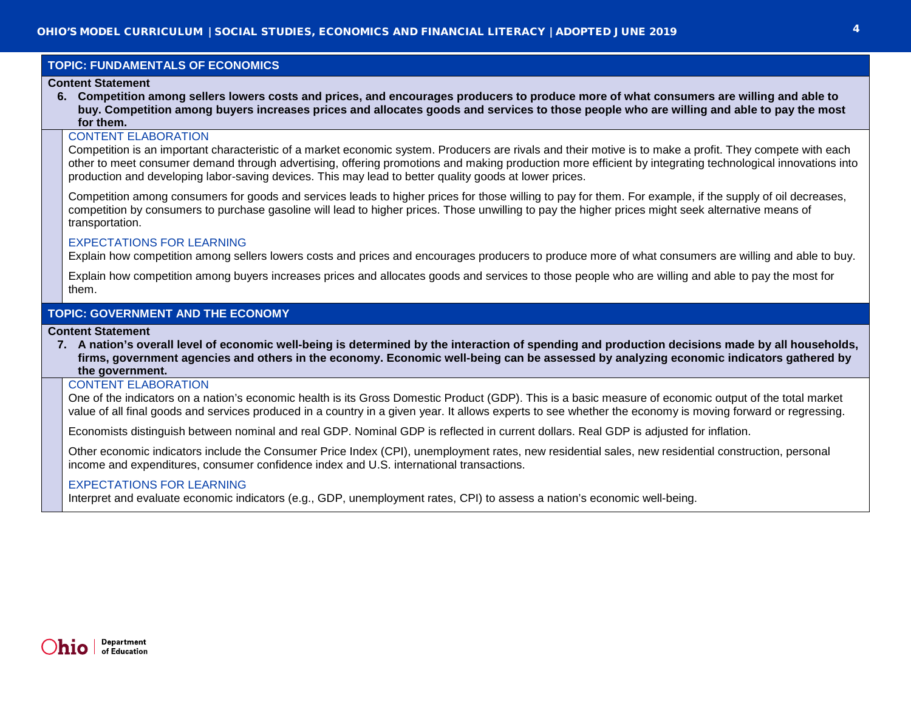## TOPIC: FUNDAMENTALS OF ECONOMICS

**Content Statement**

**6. Competition among sellers lowers costs and prices, and encourages producers to produce more of what consumers are willing and able to buy. Competition among buyers increases prices and allocates goods and services to those people who are willing and able to pay the most for them.**

### CONTENT ELABORATION

Competition is an important characteristic of a market economic system. Producers are rivals and their motive is to make a profit. They compete with each other to meet consumer demand through advertising, offering promotions and making production more efficient by integrating technological innovations into production and developing labor-saving devices. This may lead to better quality goods at lower prices.

Competition among consumers for goods and services leads to higher prices for those willing to pay for them. For example, if the supply of oil decreases, competition by consumers to purchase gasoline will lead to higher prices. Those unwilling to pay the higher prices might seek alternative means of transportation.

### EXPECTATIONS FOR LEARNING

Explain how competition among sellers lowers costs and prices and encourages producers to produce more of what consumers are willing and able to buy.

Explain how competition among buyers increases prices and allocates goods and services to those people who are willing and able to pay the most for them.

## TOPIC: GOVERNMENT AND THE ECONOMY

**Content Statement**

**7. A nation's overall level of economic well-being is determined by the interaction of spending and production decisions made by all households, firms, government agencies and others in the economy. Economic well-being can be assessed by analyzing economic indicators gathered by the government.**

### CONTENT ELABORATION

One of the indicators on a nation's economic health is its Gross Domestic Product (GDP). This is a basic measure of economic output of the total market value of all final goods and services produced in a country in a given year. It allows experts to see whether the economy is moving forward or regressing.

Economists distinguish between nominal and real GDP. Nominal GDP is reflected in current dollars. Real GDP is adjusted for inflation.

Other economic indicators include the Consumer Price Index (CPI), unemployment rates, new residential sales, new residential construction, personal income and expenditures, consumer confidence index and U.S. international transactions.

### EXPECTATIONS FOR LEARNING

Interpret and evaluate economic indicators (e.g., GDP, unemployment rates, CPI) to assess a nation's economic well-being.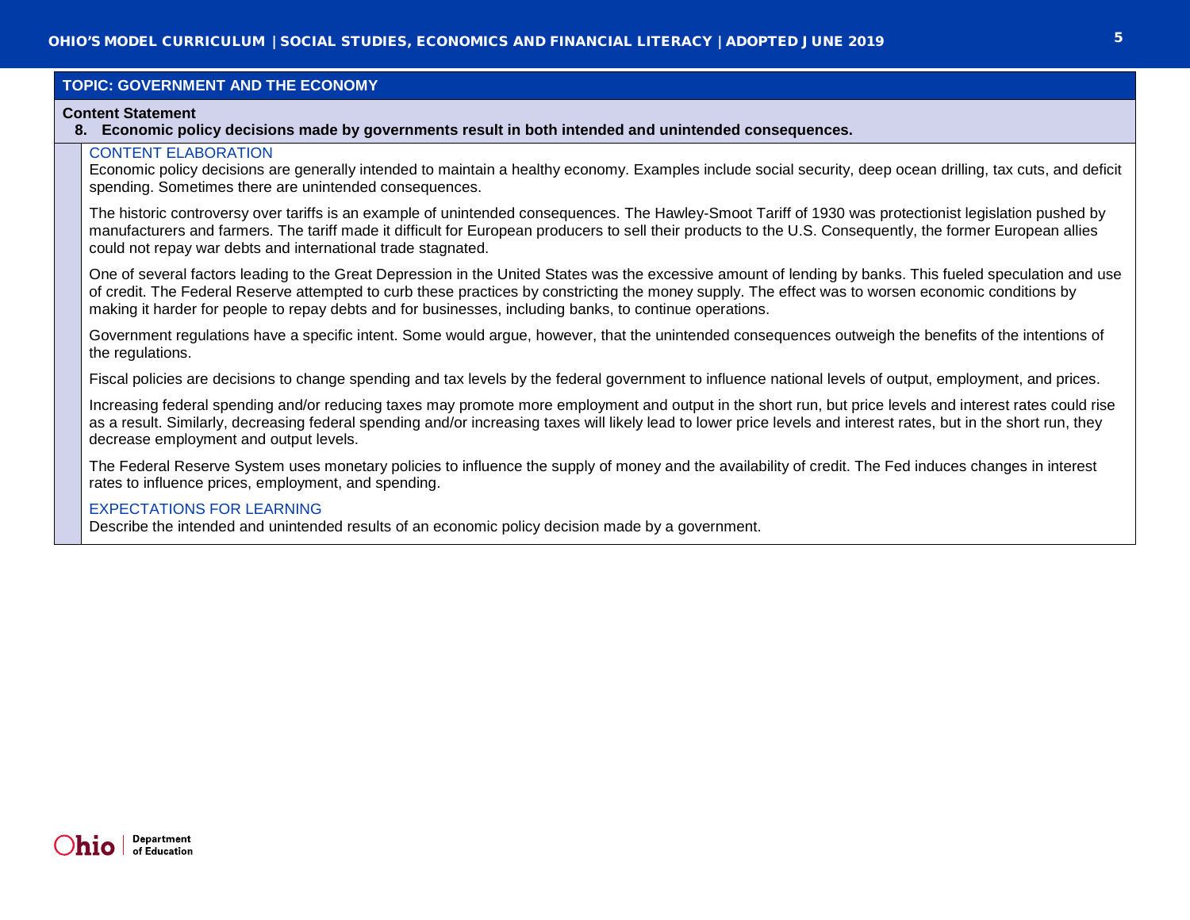## TOPIC: GOVERNMENT AND THE ECONOMY

**Content Statement**

**8. Economic policy decisions made by governments result in both intended and unintended consequences.**

### CONTENT ELABORATION

Economic policy decisions are generally intended to maintain a healthy economy. Examples include social security, deep ocean drilling, tax cuts, and deficit spending. Sometimes there are unintended consequences.

The historic controversy over tariffs is an example of unintended consequences. The Hawley-Smoot Tariff of 1930 was protectionist legislation pushed by manufacturers and farmers. The tariff made it difficult for European producers to sell their products to the U.S. Consequently, the former European allies could not repay war debts and international trade stagnated.

One of several factors leading to the Great Depression in the United States was the excessive amount of lending by banks. This fueled speculation and use of credit. The Federal Reserve attempted to curb these practices by constricting the money supply. The effect was to worsen economic conditions by making it harder for people to repay debts and for businesses, including banks, to continue operations.

Government regulations have a specific intent. Some would argue, however, that the unintended consequences outweigh the benefits of the intentions of the regulations.

Fiscal policies are decisions to change spending and tax levels by the federal government to influence national levels of output, employment, and prices.

Increasing federal spending and/or reducing taxes may promote more employment and output in the short run, but price levels and interest rates could rise as a result. Similarly, decreasing federal spending and/or increasing taxes will likely lead to lower price levels and interest rates, but in the short run, they decrease employment and output levels.

The Federal Reserve System uses monetary policies to influence the supply of money and the availability of credit. The Fed induces changes in interest rates to influence prices, employment, and spending.

### EXPECTATIONS FOR LEARNING

Describe the intended and unintended results of an economic policy decision made by a government.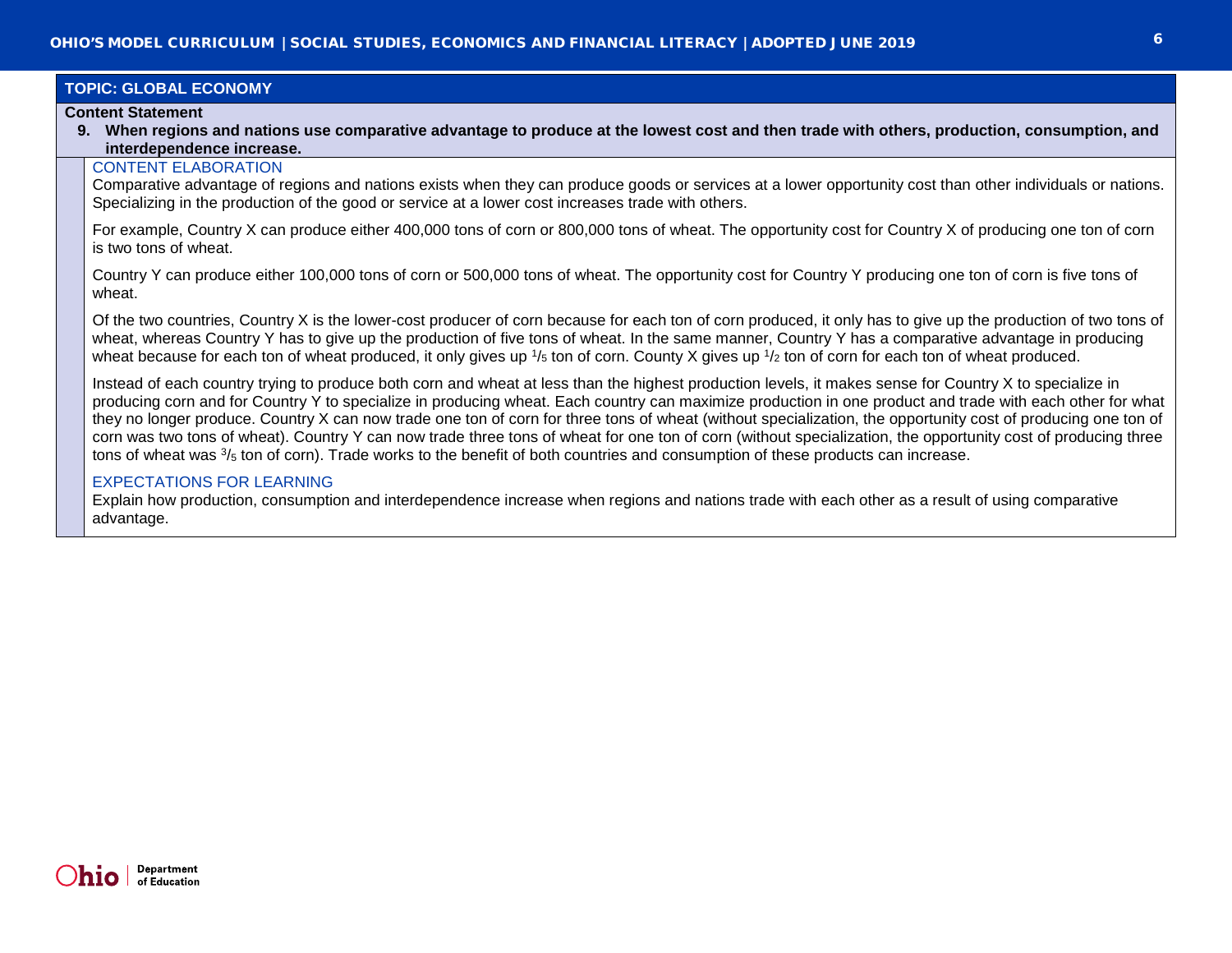## TOPIC: GLOBAL ECONOMY

**Content Statement**

**9. When regions and nations use comparative advantage to produce at the lowest cost and then trade with others, production, consumption, and interdependence increase.**

### CONTENT ELABORATION

Comparative advantage of regions and nations exists when they can produce goods or services at a lower opportunity cost than other individuals or nations. Specializing in the production of the good or service at a lower cost increases trade with others.

For example, Country X can produce either 400,000 tons of corn or 800,000 tons of wheat. The opportunity cost for Country X of producing one ton of corn is two tons of wheat.

Country Y can produce either 100,000 tons of corn or 500,000 tons of wheat. The opportunity cost for Country Y producing one ton of corn is five tons of wheat.

Of the two countries, Country X is the lower-cost producer of corn because for each ton of corn produced, it only has to give up the production of two tons of wheat, whereas Country Y has to give up the production of five tons of wheat. In the same manner, Country Y has a comparative advantage in producing wheat because for each ton of wheat produced, it only gives up $^{1}/_{5}$ ton of corn. County X gives up $^{1}/_{2}$ ton of corn for each ton of wheat produced.

Instead of each country trying to produce both corn and wheat at less than the highest production levels, it makes sense for Country X to specialize in producing corn and for Country Y to specialize in producing wheat. Each country can maximize production in one product and trade with each other for what they no longer produce. Country X can now trade one ton of corn for three tons of wheat (without specialization, the opportunity cost of producing one ton of corn was two tons of wheat). Country Y can now trade three tons of wheat for one ton of corn (without specialization, the opportunity cost of producing three tons of wheat was $^{3}/_{5}$ ton of corn). Trade works to the benefit of both countries and consumption of these products can increase.

### EXPECTATIONS FOR LEARNING

Explain how production, consumption and interdependence increase when regions and nations trade with each other as a result of using comparative advantage.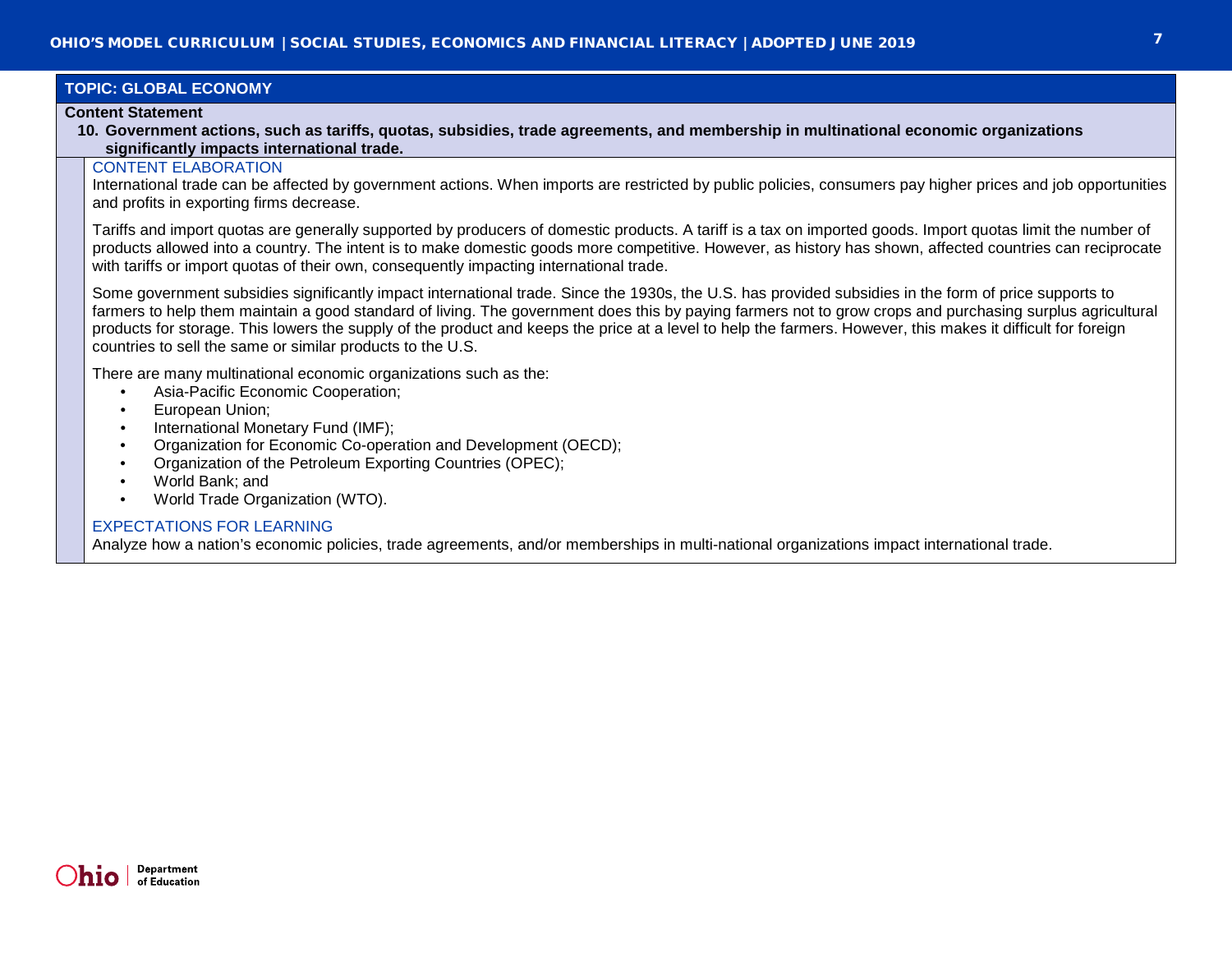## TOPIC: GLOBAL ECONOMY

**Content Statement**

**10. Government actions, such as tariffs, quotas, subsidies, trade agreements, and membership in multinational economic organizations significantly impacts international trade.**

### CONTENT ELABORATION

International trade can be affected by government actions. When imports are restricted by public policies, consumers pay higher prices and job opportunities and profits in exporting firms decrease.

Tariffs and import quotas are generally supported by producers of domestic products. A tariff is a tax on imported goods. Import quotas limit the number of products allowed into a country. The intent is to make domestic goods more competitive. However, as history has shown, affected countries can reciprocate with tariffs or import quotas of their own, consequently impacting international trade.

Some government subsidies significantly impact international trade. Since the 1930s, the U.S. has provided subsidies in the form of price supports to farmers to help them maintain a good standard of living. The government does this by paying farmers not to grow crops and purchasing surplus agricultural products for storage. This lowers the supply of the product and keeps the price at a level to help the farmers. However, this makes it difficult for foreign countries to sell the same or similar products to the U.S.

There are many multinational economic organizations such as the:

- Asia-Pacific Economic Cooperation;
- European Union;
- International Monetary Fund (IMF);
- Organization for Economic Co-operation and Development (OECD);
- Organization of the Petroleum Exporting Countries (OPEC);
- World Bank; and
- World Trade Organization (WTO).

### EXPECTATIONS FOR LEARNING

Analyze how a nation's economic policies, trade agreements, and/or memberships in multi-national organizations impact international trade.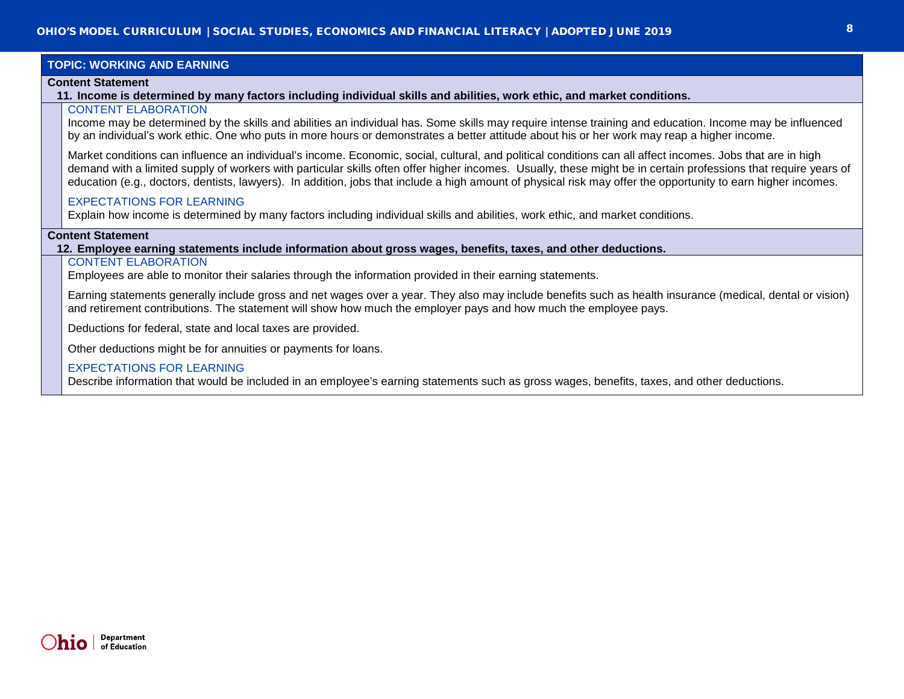## TOPIC: WORKING AND EARNING

**Content Statement**

**11. Income is determined by many factors including individual skills and abilities, work ethic, and market conditions.**

CONTENT ELABORATION

Income may be determined by the skills and abilities an individual has. Some skills may require intense training and education. Income may be influenced by an individual's work ethic. One who puts in more hours or demonstrates a better attitude about his or her work may reap a higher income.

Market conditions can influence an individual's income. Economic, social, cultural, and political conditions can all affect incomes. Jobs that are in high demand with a limited supply of workers with particular skills often offer higher incomes. Usually, these might be in certain professions that require years of education (e.g., doctors, dentists, lawyers). In addition, jobs that include a high amount of physical risk may offer the opportunity to earn higher incomes.

EXPECTATIONS FOR LEARNING

Explain how income is determined by many factors including individual skills and abilities, work ethic, and market conditions.

**Content Statement**

**12. Employee earning statements include information about gross wages, benefits, taxes, and other deductions.**

CONTENT ELABORATION

Employees are able to monitor their salaries through the information provided in their earning statements.

Earning statements generally include gross and net wages over a year. They also may include benefits such as health insurance (medical, dental or vision) and retirement contributions. The statement will show how much the employer pays and how much the employee pays.

Deductions for federal, state and local taxes are provided.

Other deductions might be for annuities or payments for loans.

EXPECTATIONS FOR LEARNING

Describe information that would be included in an employee's earning statements such as gross wages, benefits, taxes, and other deductions.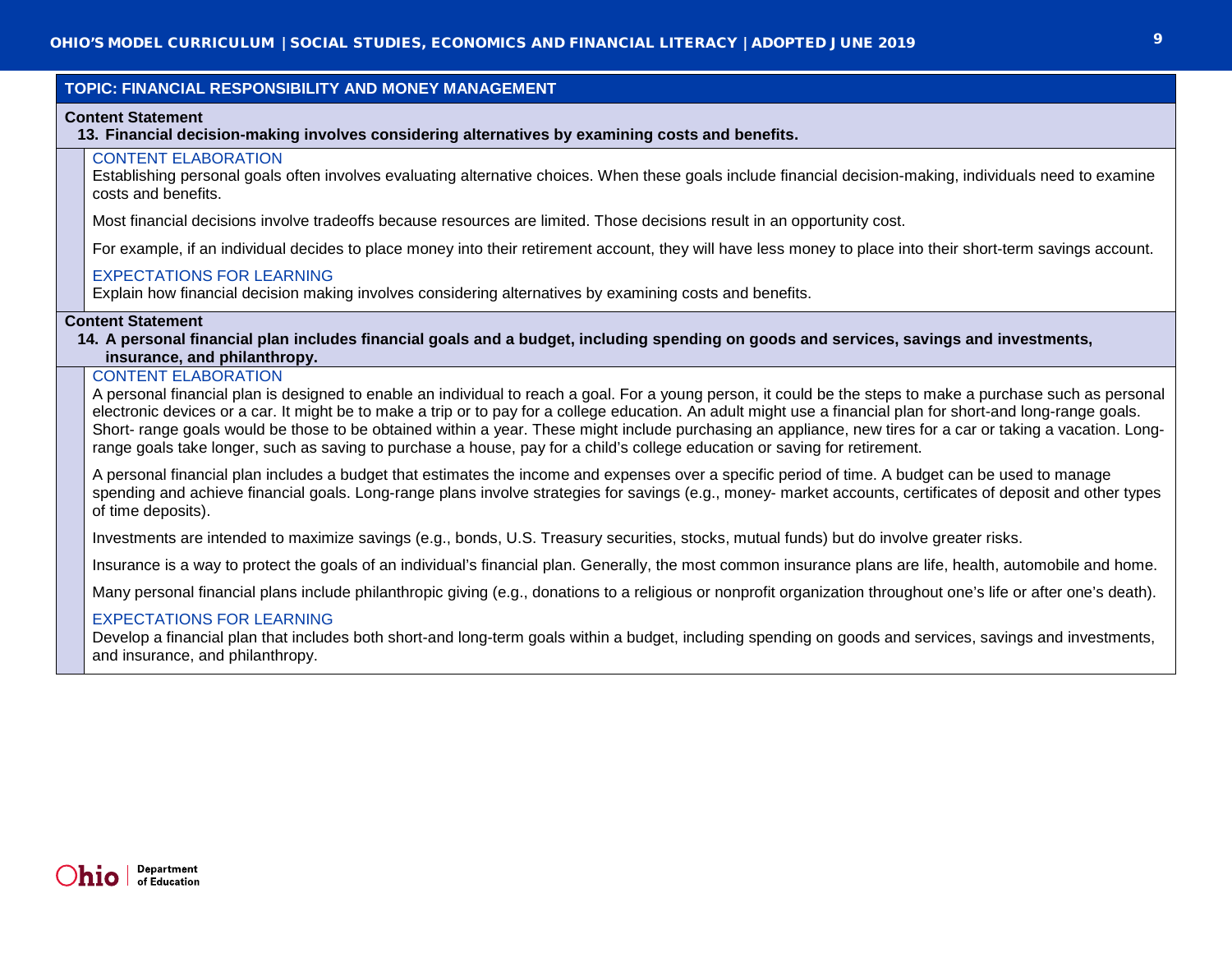## TOPIC: FINANCIAL RESPONSIBILITY AND MONEY MANAGEMENT

**Content Statement**

**13. Financial decision-making involves considering alternatives by examining costs and benefits.**

CONTENT ELABORATION

Establishing personal goals often involves evaluating alternative choices. When these goals include financial decision-making, individuals need to examine costs and benefits.

Most financial decisions involve tradeoffs because resources are limited. Those decisions result in an opportunity cost.

For example, if an individual decides to place money into their retirement account, they will have less money to place into their short-term savings account.

EXPECTATIONS FOR LEARNING

Explain how financial decision making involves considering alternatives by examining costs and benefits.

**Content Statement**

**14. A personal financial plan includes financial goals and a budget, including spending on goods and services, savings and investments, insurance, and philanthropy.**

CONTENT ELABORATION

A personal financial plan is designed to enable an individual to reach a goal. For a young person, it could be the steps to make a purchase such as personal electronic devices or a car. It might be to make a trip or to pay for a college education. An adult might use a financial plan for short-and long-range goals. Short- range goals would be those to be obtained within a year. These might include purchasing an appliance, new tires for a car or taking a vacation. Long-range goals take longer, such as saving to purchase a house, pay for a child's college education or saving for retirement.

A personal financial plan includes a budget that estimates the income and expenses over a specific period of time. A budget can be used to manage spending and achieve financial goals. Long-range plans involve strategies for savings (e.g., money- market accounts, certificates of deposit and other types of time deposits).

Investments are intended to maximize savings (e.g., bonds, U.S. Treasury securities, stocks, mutual funds) but do involve greater risks.

Insurance is a way to protect the goals of an individual's financial plan. Generally, the most common insurance plans are life, health, automobile and home.

Many personal financial plans include philanthropic giving (e.g., donations to a religious or nonprofit organization throughout one's life or after one's death).

EXPECTATIONS FOR LEARNING

Develop a financial plan that includes both short-and long-term goals within a budget, including spending on goods and services, savings and investments, and insurance, and philanthropy.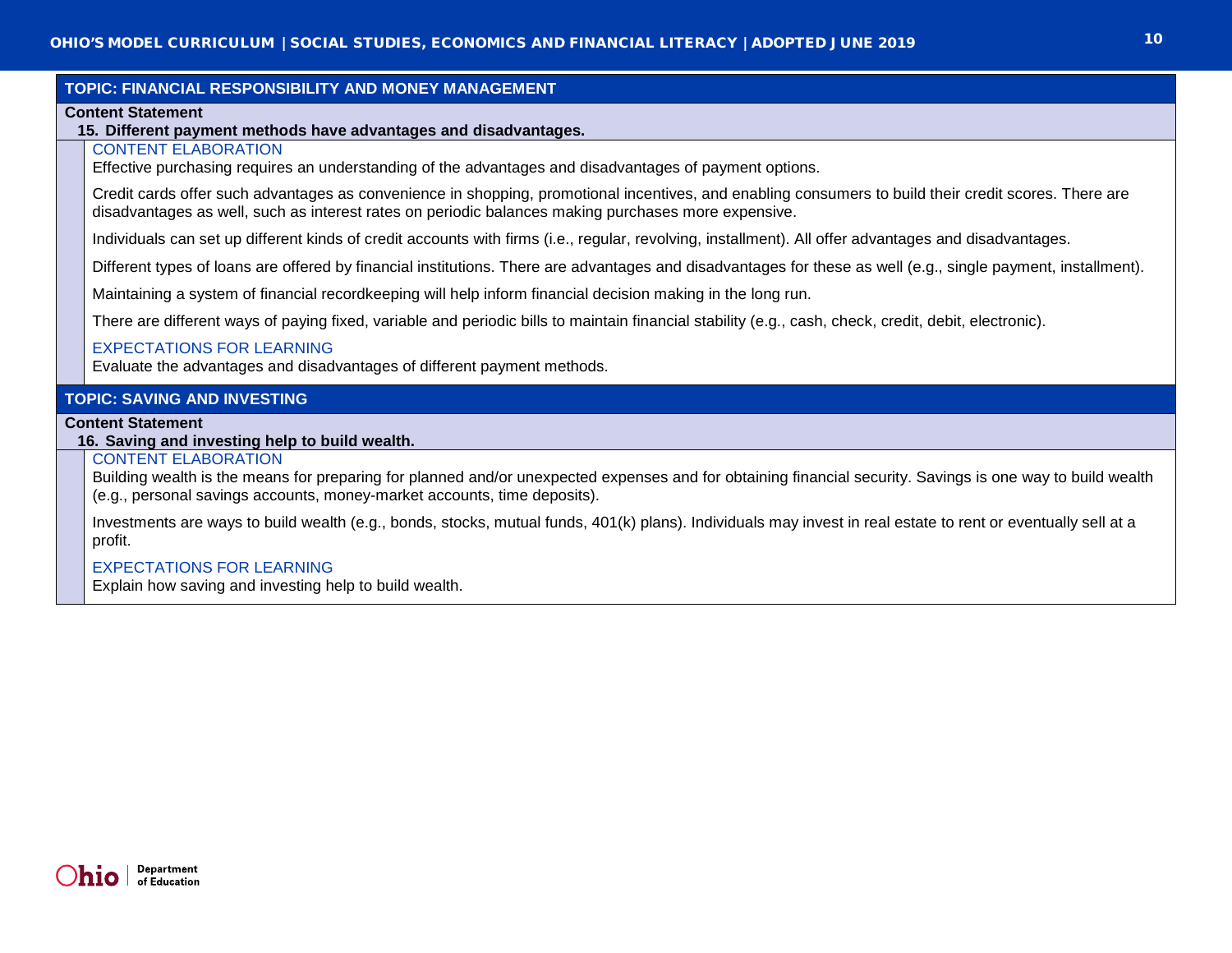## TOPIC: FINANCIAL RESPONSIBILITY AND MONEY MANAGEMENT

**Content Statement**

**15. Different payment methods have advantages and disadvantages.**

CONTENT ELABORATION

Effective purchasing requires an understanding of the advantages and disadvantages of payment options.

Credit cards offer such advantages as convenience in shopping, promotional incentives, and enabling consumers to build their credit scores. There are disadvantages as well, such as interest rates on periodic balances making purchases more expensive.

Individuals can set up different kinds of credit accounts with firms (i.e., regular, revolving, installment). All offer advantages and disadvantages.

Different types of loans are offered by financial institutions. There are advantages and disadvantages for these as well (e.g., single payment, installment).

Maintaining a system of financial recordkeeping will help inform financial decision making in the long run.

There are different ways of paying fixed, variable and periodic bills to maintain financial stability (e.g., cash, check, credit, debit, electronic).

EXPECTATIONS FOR LEARNING

Evaluate the advantages and disadvantages of different payment methods.

## TOPIC: SAVING AND INVESTING

**Content Statement**

**16. Saving and investing help to build wealth.**

CONTENT ELABORATION

Building wealth is the means for preparing for planned and/or unexpected expenses and for obtaining financial security. Savings is one way to build wealth (e.g., personal savings accounts, money-market accounts, time deposits).

Investments are ways to build wealth (e.g., bonds, stocks, mutual funds, 401(k) plans). Individuals may invest in real estate to rent or eventually sell at a profit.

EXPECTATIONS FOR LEARNING

Explain how saving and investing help to build wealth.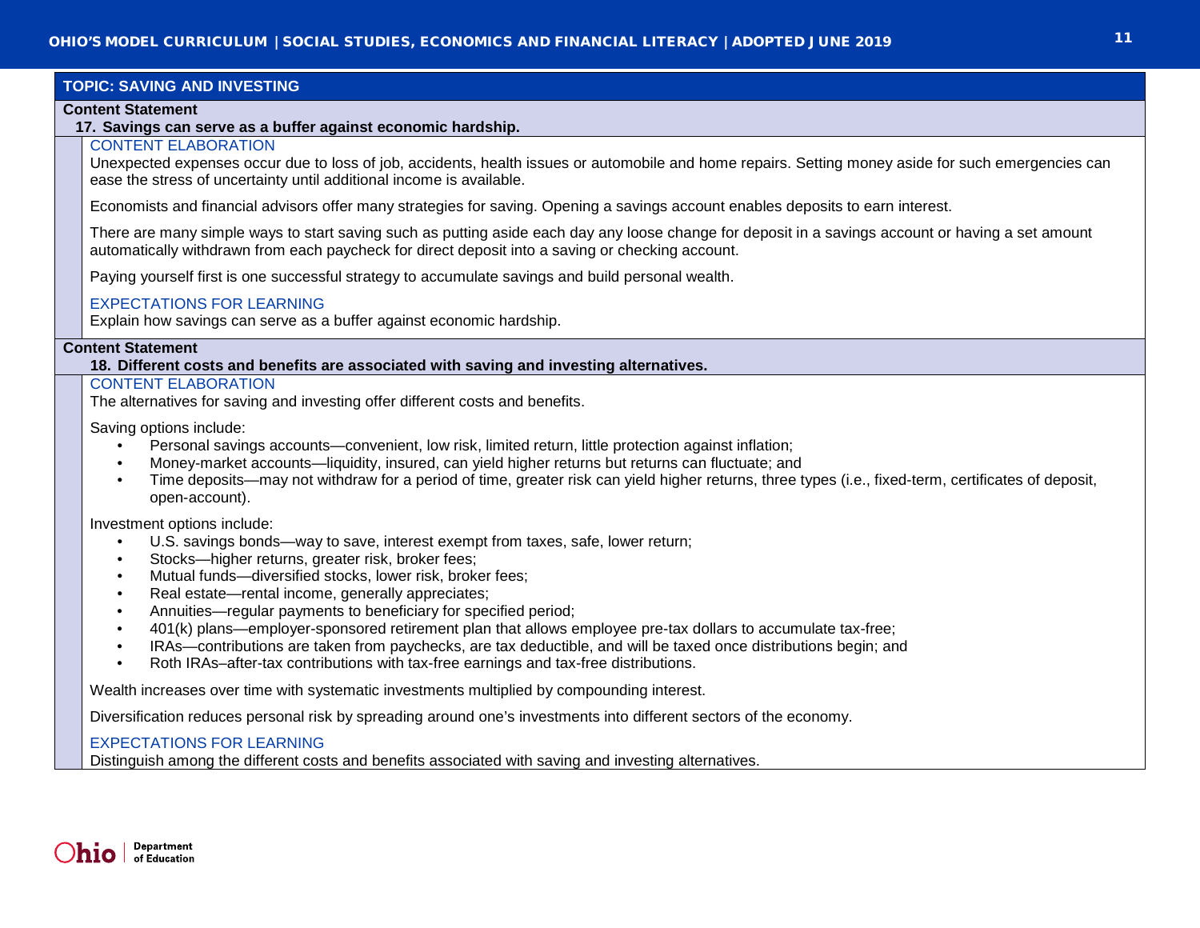## TOPIC: SAVING AND INVESTING

**Content Statement**

**17. Savings can serve as a buffer against economic hardship.**

CONTENT ELABORATION

Unexpected expenses occur due to loss of job, accidents, health issues or automobile and home repairs. Setting money aside for such emergencies can ease the stress of uncertainty until additional income is available.

Economists and financial advisors offer many strategies for saving. Opening a savings account enables deposits to earn interest.

There are many simple ways to start saving such as putting aside each day any loose change for deposit in a savings account or having a set amount automatically withdrawn from each paycheck for direct deposit into a saving or checking account.

Paying yourself first is one successful strategy to accumulate savings and build personal wealth.

EXPECTATIONS FOR LEARNING

Explain how savings can serve as a buffer against economic hardship.

**Content Statement**

**18. Different costs and benefits are associated with saving and investing alternatives.**

CONTENT ELABORATION

The alternatives for saving and investing offer different costs and benefits.

Saving options include:

- Personal savings accounts—convenient, low risk, limited return, little protection against inflation;
- Money-market accounts—liquidity, insured, can yield higher returns but returns can fluctuate; and
- Time deposits—may not withdraw for a period of time, greater risk can yield higher returns, three types (i.e., fixed-term, certificates of deposit, open-account).

Investment options include:

- U.S. savings bonds—way to save, interest exempt from taxes, safe, lower return;
- Stocks—higher returns, greater risk, broker fees;
- Mutual funds—diversified stocks, lower risk, broker fees;
- Real estate—rental income, generally appreciates;
- Annuities—regular payments to beneficiary for specified period;
- 401(k) plans—employer-sponsored retirement plan that allows employee pre-tax dollars to accumulate tax-free;
- IRAs—contributions are taken from paychecks, are tax deductible, and will be taxed once distributions begin; and
- Roth IRAs–after-tax contributions with tax-free earnings and tax-free distributions.

Wealth increases over time with systematic investments multiplied by compounding interest.

Diversification reduces personal risk by spreading around one's investments into different sectors of the economy.

EXPECTATIONS FOR LEARNING

Distinguish among the different costs and benefits associated with saving and investing alternatives.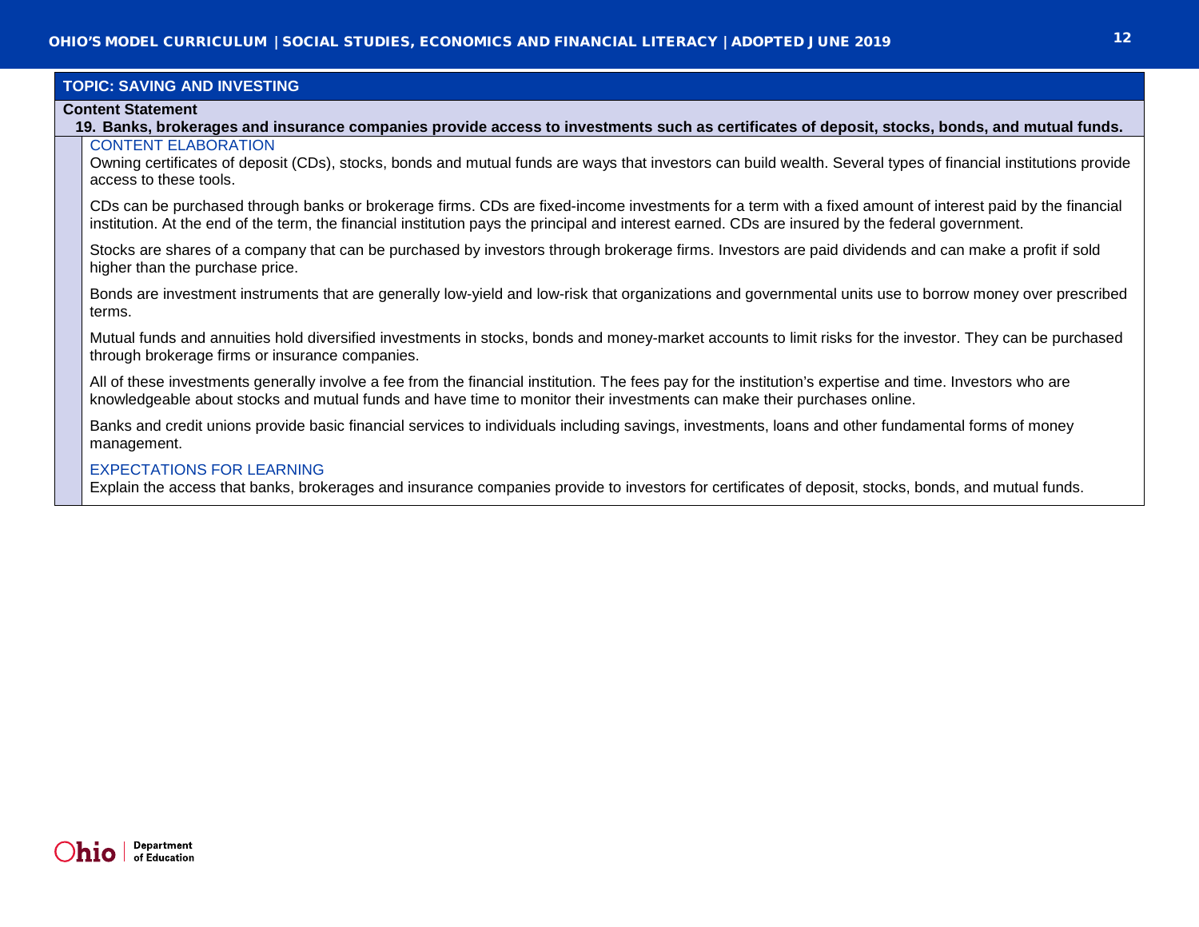## TOPIC: SAVING AND INVESTING

**Content Statement**

**19. Banks, brokerages and insurance companies provide access to investments such as certificates of deposit, stocks, bonds, and mutual funds.**

### CONTENT ELABORATION

Owning certificates of deposit (CDs), stocks, bonds and mutual funds are ways that investors can build wealth. Several types of financial institutions provide access to these tools.

CDs can be purchased through banks or brokerage firms. CDs are fixed-income investments for a term with a fixed amount of interest paid by the financial institution. At the end of the term, the financial institution pays the principal and interest earned. CDs are insured by the federal government.

Stocks are shares of a company that can be purchased by investors through brokerage firms. Investors are paid dividends and can make a profit if sold higher than the purchase price.

Bonds are investment instruments that are generally low-yield and low-risk that organizations and governmental units use to borrow money over prescribed terms.

Mutual funds and annuities hold diversified investments in stocks, bonds and money-market accounts to limit risks for the investor. They can be purchased through brokerage firms or insurance companies.

All of these investments generally involve a fee from the financial institution. The fees pay for the institution's expertise and time. Investors who are knowledgeable about stocks and mutual funds and have time to monitor their investments can make their purchases online.

Banks and credit unions provide basic financial services to individuals including savings, investments, loans and other fundamental forms of money management.

### EXPECTATIONS FOR LEARNING

Explain the access that banks, brokerages and insurance companies provide to investors for certificates of deposit, stocks, bonds, and mutual funds.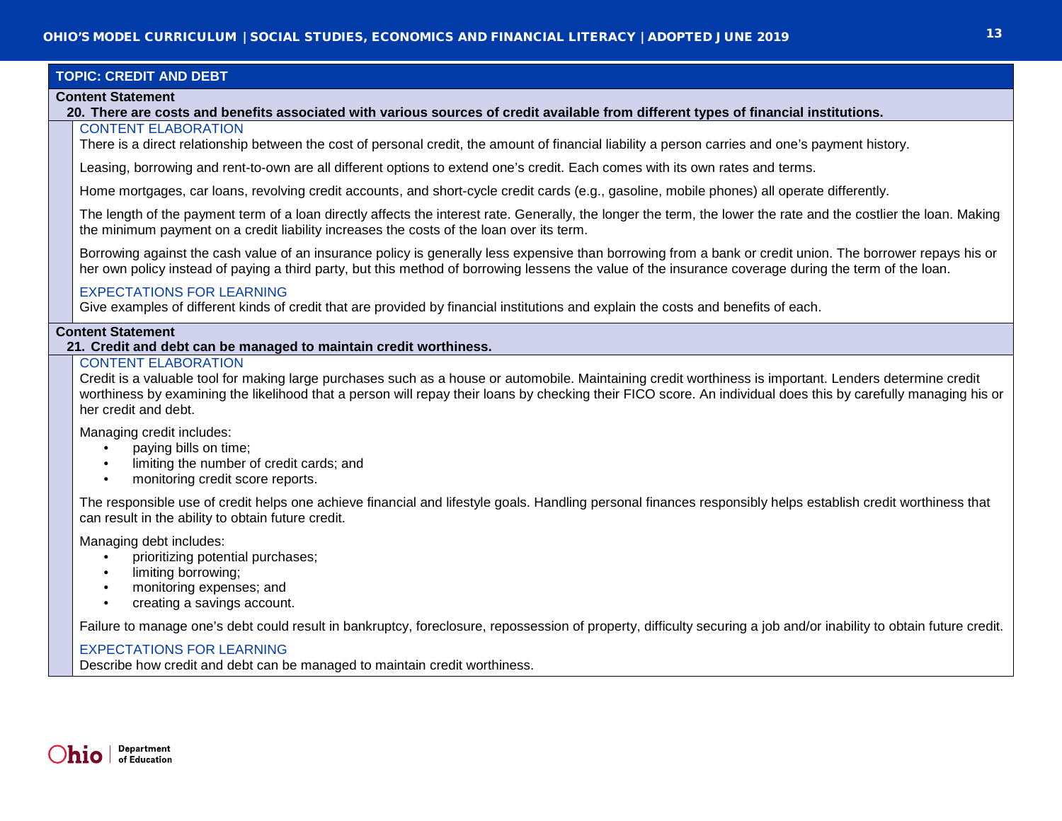## TOPIC: CREDIT AND DEBT

**Content Statement**

**20. There are costs and benefits associated with various sources of credit available from different types of financial institutions.**

CONTENT ELABORATION

There is a direct relationship between the cost of personal credit, the amount of financial liability a person carries and one's payment history.

Leasing, borrowing and rent-to-own are all different options to extend one's credit. Each comes with its own rates and terms.

Home mortgages, car loans, revolving credit accounts, and short-cycle credit cards (e.g., gasoline, mobile phones) all operate differently.

The length of the payment term of a loan directly affects the interest rate. Generally, the longer the term, the lower the rate and the costlier the loan. Making the minimum payment on a credit liability increases the costs of the loan over its term.

Borrowing against the cash value of an insurance policy is generally less expensive than borrowing from a bank or credit union. The borrower repays his or her own policy instead of paying a third party, but this method of borrowing lessens the value of the insurance coverage during the term of the loan.

EXPECTATIONS FOR LEARNING

Give examples of different kinds of credit that are provided by financial institutions and explain the costs and benefits of each.

**Content Statement**

**21. Credit and debt can be managed to maintain credit worthiness.**

CONTENT ELABORATION

Credit is a valuable tool for making large purchases such as a house or automobile. Maintaining credit worthiness is important. Lenders determine credit worthiness by examining the likelihood that a person will repay their loans by checking their FICO score. An individual does this by carefully managing his or her credit and debt.

Managing credit includes:

- paying bills on time;
- limiting the number of credit cards; and
- monitoring credit score reports.

The responsible use of credit helps one achieve financial and lifestyle goals. Handling personal finances responsibly helps establish credit worthiness that can result in the ability to obtain future credit.

Managing debt includes:

- prioritizing potential purchases;
- limiting borrowing;
- monitoring expenses; and
- creating a savings account.

Failure to manage one's debt could result in bankruptcy, foreclosure, repossession of property, difficulty securing a job and/or inability to obtain future credit.

EXPECTATIONS FOR LEARNING

Describe how credit and debt can be managed to maintain credit worthiness.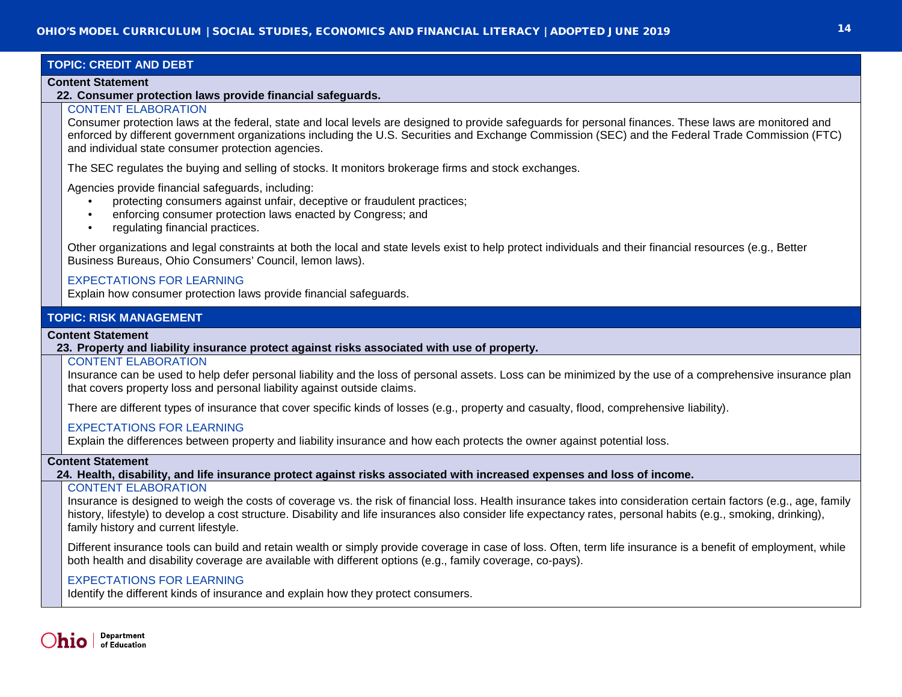## TOPIC: CREDIT AND DEBT

**Content Statement**

**22. Consumer protection laws provide financial safeguards.**

CONTENT ELABORATION

Consumer protection laws at the federal, state and local levels are designed to provide safeguards for personal finances. These laws are monitored and enforced by different government organizations including the U.S. Securities and Exchange Commission (SEC) and the Federal Trade Commission (FTC) and individual state consumer protection agencies.

The SEC regulates the buying and selling of stocks. It monitors brokerage firms and stock exchanges.

Agencies provide financial safeguards, including:

- protecting consumers against unfair, deceptive or fraudulent practices;
- enforcing consumer protection laws enacted by Congress; and
- regulating financial practices.

Other organizations and legal constraints at both the local and state levels exist to help protect individuals and their financial resources (e.g., Better Business Bureaus, Ohio Consumers' Council, lemon laws).

EXPECTATIONS FOR LEARNING

Explain how consumer protection laws provide financial safeguards.

## TOPIC: RISK MANAGEMENT

**Content Statement**

**23. Property and liability insurance protect against risks associated with use of property.**

CONTENT ELABORATION

Insurance can be used to help defer personal liability and the loss of personal assets. Loss can be minimized by the use of a comprehensive insurance plan that covers property loss and personal liability against outside claims.

There are different types of insurance that cover specific kinds of losses (e.g., property and casualty, flood, comprehensive liability).

EXPECTATIONS FOR LEARNING

Explain the differences between property and liability insurance and how each protects the owner against potential loss.

**Content Statement**

**24. Health, disability, and life insurance protect against risks associated with increased expenses and loss of income.**

CONTENT ELABORATION

Insurance is designed to weigh the costs of coverage vs. the risk of financial loss. Health insurance takes into consideration certain factors (e.g., age, family history, lifestyle) to develop a cost structure. Disability and life insurances also consider life expectancy rates, personal habits (e.g., smoking, drinking), family history and current lifestyle.

Different insurance tools can build and retain wealth or simply provide coverage in case of loss. Often, term life insurance is a benefit of employment, while both health and disability coverage are available with different options (e.g., family coverage, co-pays).

EXPECTATIONS FOR LEARNING

Identify the different kinds of insurance and explain how they protect consumers.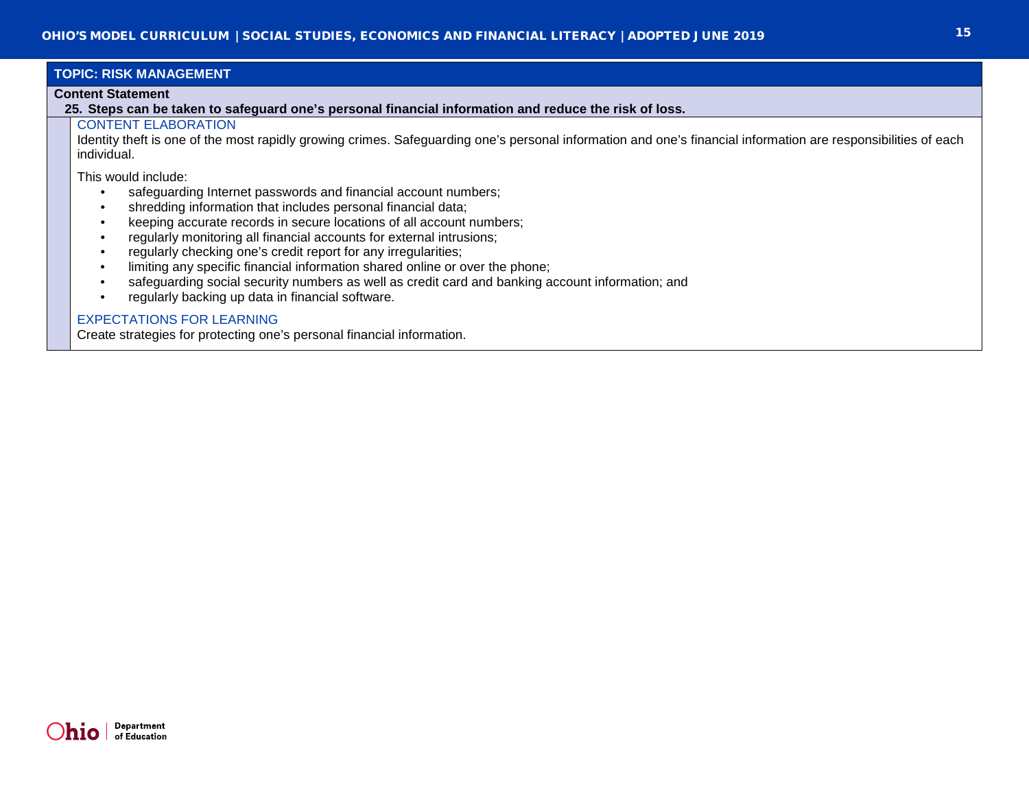## TOPIC: RISK MANAGEMENT

**Content Statement**

**25. Steps can be taken to safeguard one's personal financial information and reduce the risk of loss.**

### CONTENT ELABORATION

Identity theft is one of the most rapidly growing crimes. Safeguarding one's personal information and one's financial information are responsibilities of each individual.

This would include:

- safeguarding Internet passwords and financial account numbers;
- shredding information that includes personal financial data;
- keeping accurate records in secure locations of all account numbers;
- regularly monitoring all financial accounts for external intrusions;
- regularly checking one's credit report for any irregularities;
- limiting any specific financial information shared online or over the phone;
- safeguarding social security numbers as well as credit card and banking account information; and
- regularly backing up data in financial software.

### EXPECTATIONS FOR LEARNING

Create strategies for protecting one's personal financial information.